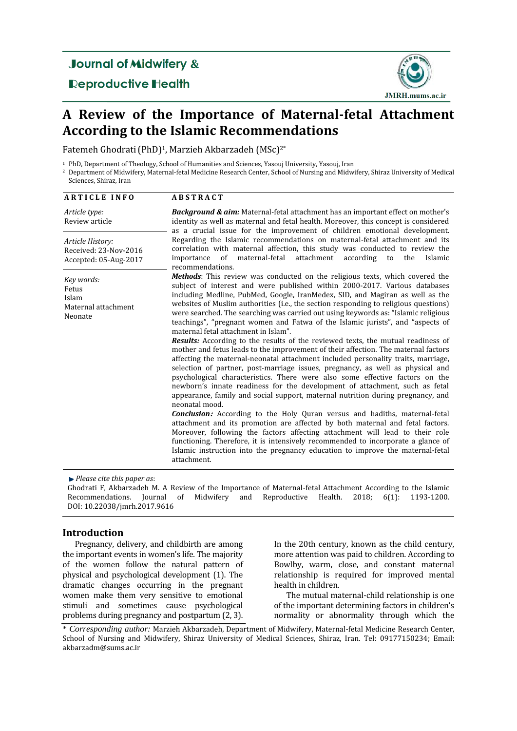# Journal of Midwifery & Reproductive Health

JMRH.mums.ac.ir

# A Review of the Importance of Maternal-fetal Attachment According to the Islamic Recommendations

Fatemeh Ghodrati (PhD)[1], Marzieh Akbarzadeh (MSc)[2*]

[1] PhD, Department of Theology, School of Humanities and Sciences, Yasouj University, Yasouj, Iran

[2] Department of Midwifery, Maternal-fetal Medicine Research Center, School of Nursing and Midwifery, Shiraz University of Medical Sciences, Shiraz, Iran

## ARTICLE INFO

*Article type:*
Review article

*Article History:*
Received: 23-Nov-2016
Accepted: 05-Aug-2017

*Key words:*
Fetus
Islam
Maternal attachment
Neonate

## ABSTRACT

***Background & aim:*** Maternal-fetal attachment has an important effect on mother's identity as well as maternal and fetal health. Moreover, this concept is considered as a crucial issue for the improvement of children emotional development. Regarding the Islamic recommendations on maternal-fetal attachment and its correlation with maternal affection, this study was conducted to review the importance of maternal-fetal attachment according to the Islamic recommendations.

***Methods***: This review was conducted on the religious texts, which covered the subject of interest and were published within 2000-2017. Various databases including Medline, PubMed, Google, IranMedex, SID, and Magiran as well as the websites of Muslim authorities (i.e., the section responding to religious questions) were searched. The searching was carried out using keywords as: "Islamic religious teachings", "pregnant women and Fatwa of the Islamic jurists", and "aspects of maternal fetal attachment in Islam".

***Results:*** According to the results of the reviewed texts, the mutual readiness of mother and fetus leads to the improvement of their affection. The maternal factors affecting the maternal-neonatal attachment included personality traits, marriage, selection of partner, post-marriage issues, pregnancy, as well as physical and psychological characteristics. There were also some effective factors on the newborn's innate readiness for the development of attachment, such as fetal appearance, family and social support, maternal nutrition during pregnancy, and neonatal mood.

***Conclusion:*** According to the Holy Quran versus and hadiths, maternal-fetal attachment and its promotion are affected by both maternal and fetal factors. Moreover, following the factors affecting attachment will lead to their role functioning. Therefore, it is intensively recommended to incorporate a glance of Islamic instruction into the pregnancy education to improve the maternal-fetal attachment.

*Please cite this paper as*:
Ghodrati F, Akbarzadeh M. A Review of the Importance of Maternal-fetal Attachment According to the Islamic Recommendations. Journal of Midwifery and Reproductive Health. 2018; 6(1): 1193-1200. DOI: 10.22038/jmrh.2017.9616

## Introduction

Pregnancy, delivery, and childbirth are among the important events in women's life. The majority of the women follow the natural pattern of physical and psychological development (1). The dramatic changes occurring in the pregnant women make them very sensitive to emotional stimuli and sometimes cause psychological problems during pregnancy and postpartum (2, 3). In the 20th century, known as the child century, more attention was paid to children. According to Bowlby, warm, close, and constant maternal relationship is required for improved mental health in children.

The mutual maternal-child relationship is one of the important determining factors in children's normality or abnormality through which the

\* *Corresponding author:* Marzieh Akbarzadeh, Department of Midwifery, Maternal-fetal Medicine Research Center, School of Nursing and Midwifery, Shiraz University of Medical Sciences, Shiraz, Iran. Tel: 09177150234; Email: akbarzadm@sums.ac.ir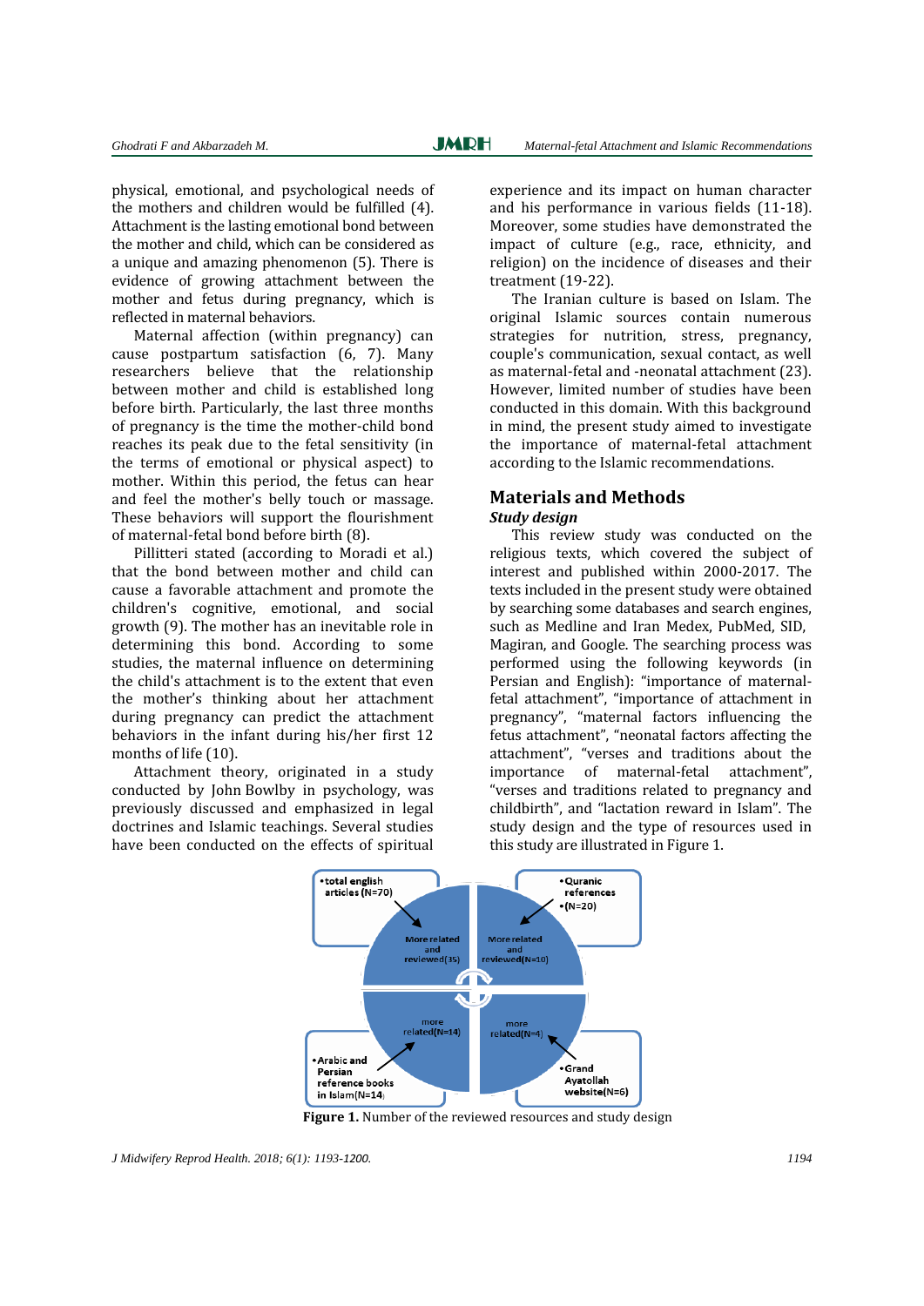physical, emotional, and psychological needs of the mothers and children would be fulfilled (4). Attachment is the lasting emotional bond between the mother and child, which can be considered as a unique and amazing phenomenon (5). There is evidence of growing attachment between the mother and fetus during pregnancy, which is reflected in maternal behaviors.

Maternal affection (within pregnancy) can cause postpartum satisfaction (6, 7). Many researchers believe that the relationship between mother and child is established long before birth. Particularly, the last three months of pregnancy is the time the mother-child bond reaches its peak due to the fetal sensitivity (in the terms of emotional or physical aspect) to mother. Within this period, the fetus can hear and feel the mother's belly touch or massage. These behaviors will support the flourishment of maternal-fetal bond before birth (8).

Pillitteri stated (according to Moradi et al.) that the bond between mother and child can cause a favorable attachment and promote the children's cognitive, emotional, and social growth (9). The mother has an inevitable role in determining this bond. According to some studies, the maternal influence on determining the child's attachment is to the extent that even the mother's thinking about her attachment during pregnancy can predict the attachment behaviors in the infant during his/her first 12 months of life (10).

Attachment theory, originated in a study conducted by John Bowlby in psychology, was previously discussed and emphasized in legal doctrines and Islamic teachings. Several studies have been conducted on the effects of spiritual experience and its impact on human character and his performance in various fields (11-18). Moreover, some studies have demonstrated the impact of culture (e.g., race, ethnicity, and religion) on the incidence of diseases and their treatment (19-22).

The Iranian culture is based on Islam. The original Islamic sources contain numerous strategies for nutrition, stress, pregnancy, couple's communication, sexual contact, as well as maternal-fetal and -neonatal attachment (23). However, limited number of studies have been conducted in this domain. With this background in mind, the present study aimed to investigate the importance of maternal-fetal attachment according to the Islamic recommendations.

## Materials and Methods

### *Study design*

This review study was conducted on the religious texts, which covered the subject of interest and published within 2000-2017. The texts included in the present study were obtained by searching some databases and search engines, such as Medline and Iran Medex, PubMed, SID, Magiran, and Google. The searching process was performed using the following keywords (in Persian and English): "importance of maternal-fetal attachment", "importance of attachment in pregnancy", "maternal factors influencing the fetus attachment", "neonatal factors affecting the attachment", "verses and traditions about the importance of maternal-fetal attachment", "verses and traditions related to pregnancy and childbirth", and "lactation reward in Islam". The study design and the type of resources used in this study are illustrated in Figure 1.

•total english articles (N=70) → More related and reviewed(35)

•Quranic references •(N=20) → More related and reviewed(N=10)

•Arabic and Persian reference books in Islam(N=14) → more related(N=14)

•Grand Ayatollah website(N=6) → more related(N=4)

**Figure 1.** Number of the reviewed resources and study design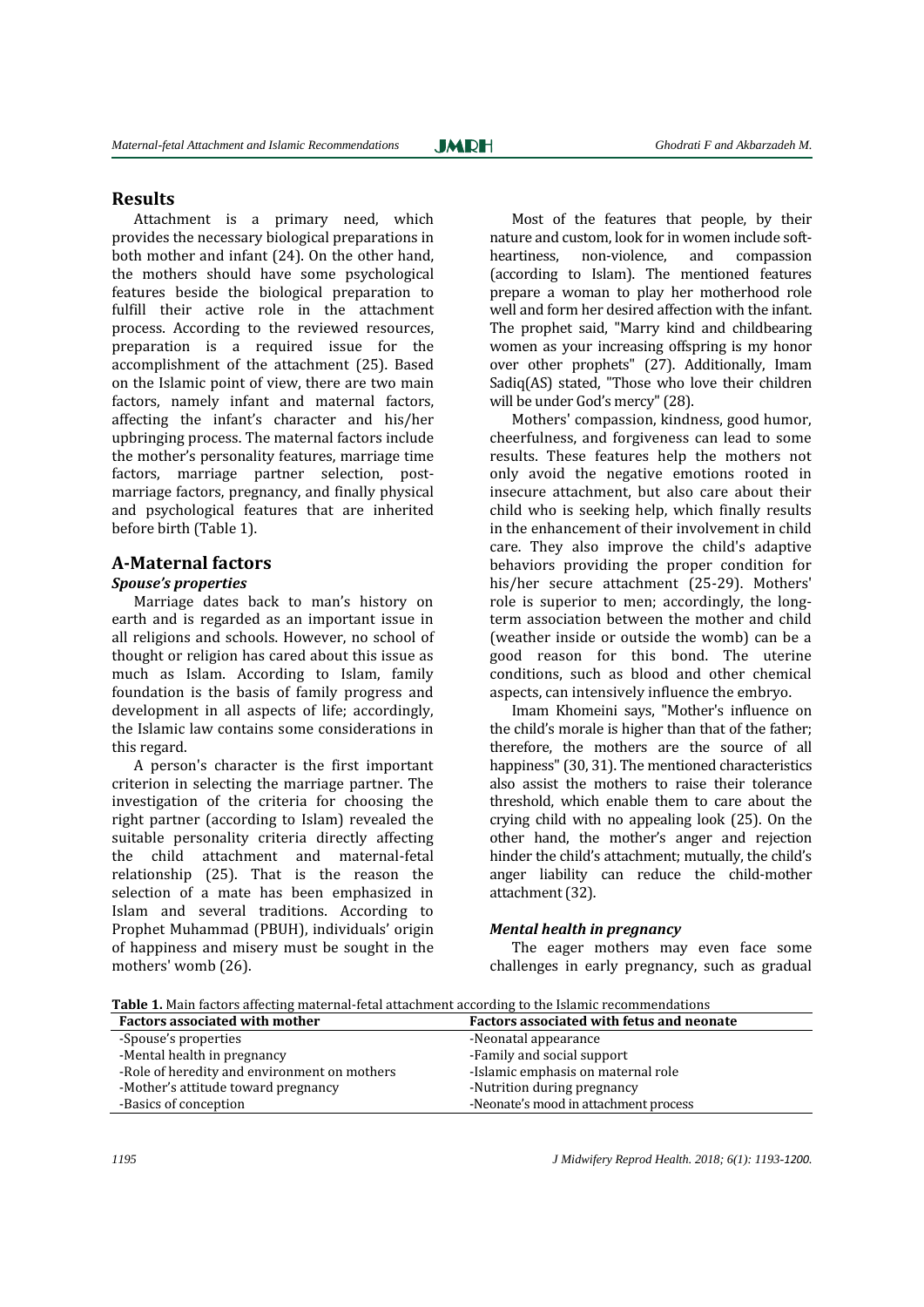## Results

Attachment is a primary need, which provides the necessary biological preparations in both mother and infant (24). On the other hand, the mothers should have some psychological features beside the biological preparation to fulfill their active role in the attachment process. According to the reviewed resources, preparation is a required issue for the accomplishment of the attachment (25). Based on the Islamic point of view, there are two main factors, namely infant and maternal factors, affecting the infant's character and his/her upbringing process. The maternal factors include the mother's personality features, marriage time factors, marriage partner selection, post-marriage factors, pregnancy, and finally physical and psychological features that are inherited before birth (Table 1).

## A-Maternal factors

### *Spouse's properties*

Marriage dates back to man's history on earth and is regarded as an important issue in all religions and schools. However, no school of thought or religion has cared about this issue as much as Islam. According to Islam, family foundation is the basis of family progress and development in all aspects of life; accordingly, the Islamic law contains some considerations in this regard.

A person's character is the first important criterion in selecting the marriage partner. The investigation of the criteria for choosing the right partner (according to Islam) revealed the suitable personality criteria directly affecting the child attachment and maternal-fetal relationship (25). That is the reason the selection of a mate has been emphasized in Islam and several traditions. According to Prophet Muhammad (PBUH), individuals' origin of happiness and misery must be sought in the mothers' womb (26).

Most of the features that people, by their nature and custom, look for in women include soft-heartiness, non-violence, and compassion (according to Islam). The mentioned features prepare a woman to play her motherhood role well and form her desired affection with the infant. The prophet said, "Marry kind and childbearing women as your increasing offspring is my honor over other prophets" (27). Additionally, Imam Sadiq(AS) stated, "Those who love their children will be under God's mercy" (28).

Mothers' compassion, kindness, good humor, cheerfulness, and forgiveness can lead to some results. These features help the mothers not only avoid the negative emotions rooted in insecure attachment, but also care about their child who is seeking help, which finally results in the enhancement of their involvement in child care. They also improve the child's adaptive behaviors providing the proper condition for his/her secure attachment (25-29). Mothers' role is superior to men; accordingly, the long-term association between the mother and child (weather inside or outside the womb) can be a good reason for this bond. The uterine conditions, such as blood and other chemical aspects, can intensively influence the embryo.

Imam Khomeini says, "Mother's influence on the child's morale is higher than that of the father; therefore, the mothers are the source of all happiness" (30, 31). The mentioned characteristics also assist the mothers to raise their tolerance threshold, which enable them to care about the crying child with no appealing look (25). On the other hand, the mother's anger and rejection hinder the child's attachment; mutually, the child's anger liability can reduce the child-mother attachment (32).

### *Mental health in pregnancy*

The eager mothers may even face some challenges in early pregnancy, such as gradual

**Table 1.** Main factors affecting maternal-fetal attachment according to the Islamic recommendations

| Factors associated with mother | Factors associated with fetus and neonate |
|---|---|
| -Spouse's properties | -Neonatal appearance |
| -Mental health in pregnancy | -Family and social support |
| -Role of heredity and environment on mothers | -Islamic emphasis on maternal role |
| -Mother's attitude toward pregnancy | -Nutrition during pregnancy |
| -Basics of conception | -Neonate's mood in attachment process |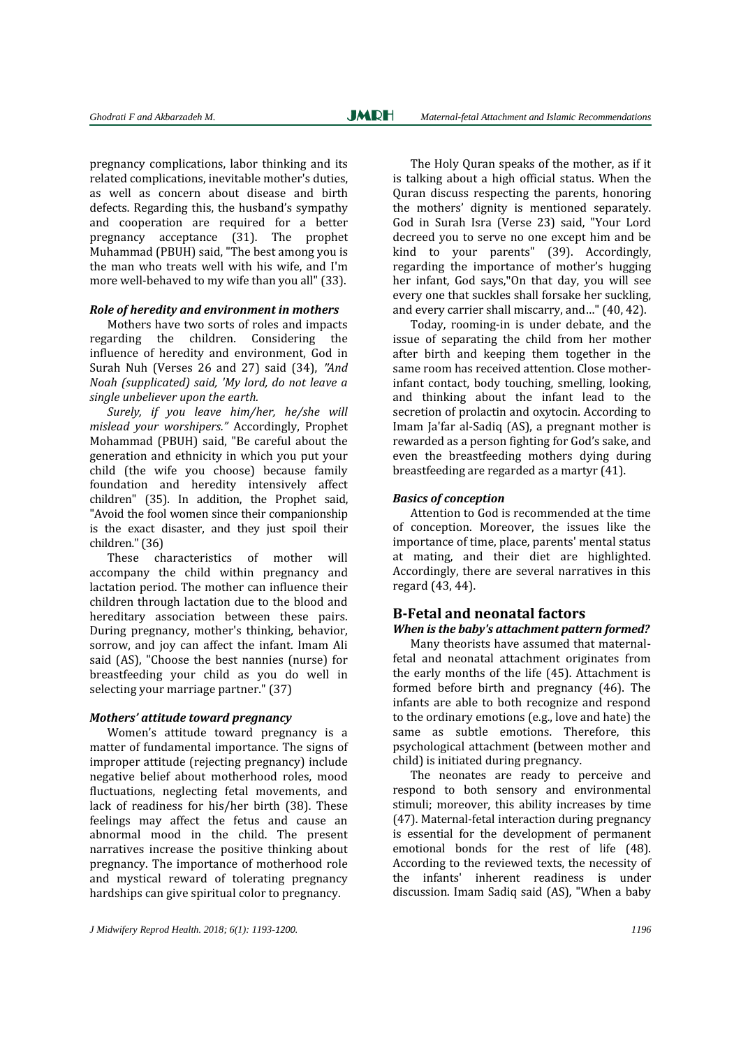pregnancy complications, labor thinking and its related complications, inevitable mother's duties, as well as concern about disease and birth defects. Regarding this, the husband's sympathy and cooperation are required for a better pregnancy acceptance (31). The prophet Muhammad (PBUH) said, "The best among you is the man who treats well with his wife, and I'm more well-behaved to my wife than you all" (33).

### *Role of heredity and environment in mothers*

Mothers have two sorts of roles and impacts regarding the children. Considering the influence of heredity and environment, God in Surah Nuh (Verses 26 and 27) said (34), *"And Noah (supplicated) said, 'My lord, do not leave a single unbeliever upon the earth.*

*Surely, if you leave him/her, he/she will mislead your worshipers."* Accordingly, Prophet Mohammad (PBUH) said, "Be careful about the generation and ethnicity in which you put your child (the wife you choose) because family foundation and heredity intensively affect children" (35). In addition, the Prophet said, "Avoid the fool women since their companionship is the exact disaster, and they just spoil their children." (36)

These characteristics of mother will accompany the child within pregnancy and lactation period. The mother can influence their children through lactation due to the blood and hereditary association between these pairs. During pregnancy, mother's thinking, behavior, sorrow, and joy can affect the infant. Imam Ali said (AS), "Choose the best nannies (nurse) for breastfeeding your child as you do well in selecting your marriage partner." (37)

### *Mothers' attitude toward pregnancy*

Women's attitude toward pregnancy is a matter of fundamental importance. The signs of improper attitude (rejecting pregnancy) include negative belief about motherhood roles, mood fluctuations, neglecting fetal movements, and lack of readiness for his/her birth (38). These feelings may affect the fetus and cause an abnormal mood in the child. The present narratives increase the positive thinking about pregnancy. The importance of motherhood role and mystical reward of tolerating pregnancy hardships can give spiritual color to pregnancy.

The Holy Quran speaks of the mother, as if it is talking about a high official status. When the Quran discuss respecting the parents, honoring the mothers' dignity is mentioned separately. God in Surah Isra (Verse 23) said, "Your Lord decreed you to serve no one except him and be kind to your parents" (39). Accordingly, regarding the importance of mother's hugging her infant, God says,"On that day, you will see every one that suckles shall forsake her suckling, and every carrier shall miscarry, and…" (40, 42).

Today, rooming-in is under debate, and the issue of separating the child from her mother after birth and keeping them together in the same room has received attention. Close mother-infant contact, body touching, smelling, looking, and thinking about the infant lead to the secretion of prolactin and oxytocin. According to Imam Ja'far al-Sadiq (AS), a pregnant mother is rewarded as a person fighting for God's sake, and even the breastfeeding mothers dying during breastfeeding are regarded as a martyr (41).

### *Basics of conception*

Attention to God is recommended at the time of conception. Moreover, the issues like the importance of time, place, parents' mental status at mating, and their diet are highlighted. Accordingly, there are several narratives in this regard (43, 44).

## B-Fetal and neonatal factors

### *When is the baby's attachment pattern formed?*

Many theorists have assumed that maternal-fetal and neonatal attachment originates from the early months of the life (45). Attachment is formed before birth and pregnancy (46). The infants are able to both recognize and respond to the ordinary emotions (e.g., love and hate) the same as subtle emotions. Therefore, this psychological attachment (between mother and child) is initiated during pregnancy.

The neonates are ready to perceive and respond to both sensory and environmental stimuli; moreover, this ability increases by time (47). Maternal-fetal interaction during pregnancy is essential for the development of permanent emotional bonds for the rest of life (48). According to the reviewed texts, the necessity of the infants' inherent readiness is under discussion. Imam Sadiq said (AS), "When a baby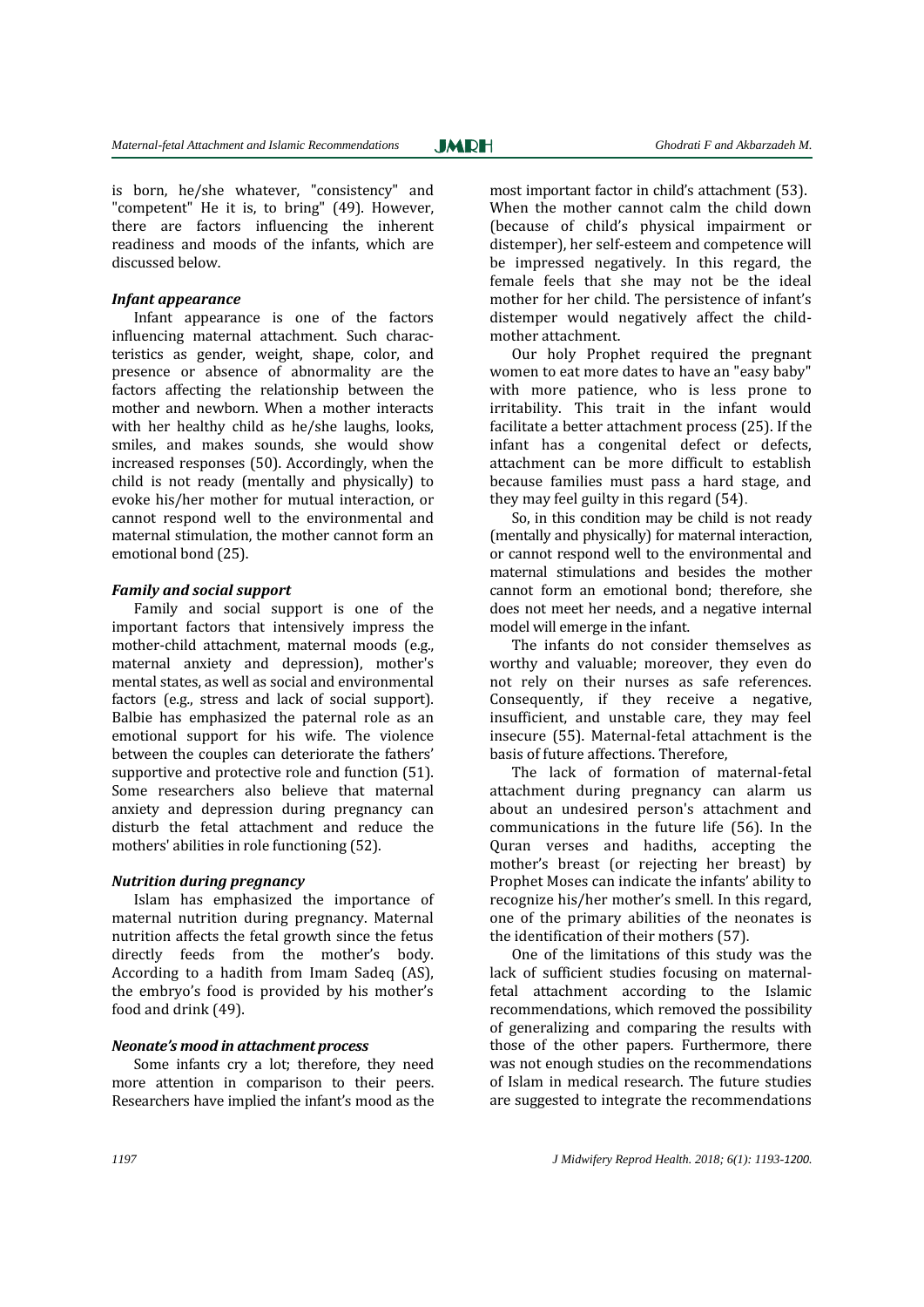is born, he/she whatever, "consistency" and "competent" He it is, to bring" (49). However, there are factors influencing the inherent readiness and moods of the infants, which are discussed below.

### *Infant appearance*

Infant appearance is one of the factors influencing maternal attachment. Such characteristics as gender, weight, shape, color, and presence or absence of abnormality are the factors affecting the relationship between the mother and newborn. When a mother interacts with her healthy child as he/she laughs, looks, smiles, and makes sounds, she would show increased responses (50). Accordingly, when the child is not ready (mentally and physically) to evoke his/her mother for mutual interaction, or cannot respond well to the environmental and maternal stimulation, the mother cannot form an emotional bond (25).

### *Family and social support*

Family and social support is one of the important factors that intensively impress the mother-child attachment, maternal moods (e.g., maternal anxiety and depression), mother's mental states, as well as social and environmental factors (e.g., stress and lack of social support). Balbie has emphasized the paternal role as an emotional support for his wife. The violence between the couples can deteriorate the fathers' supportive and protective role and function (51). Some researchers also believe that maternal anxiety and depression during pregnancy can disturb the fetal attachment and reduce the mothers' abilities in role functioning (52).

### *Nutrition during pregnancy*

Islam has emphasized the importance of maternal nutrition during pregnancy. Maternal nutrition affects the fetal growth since the fetus directly feeds from the mother's body. According to a hadith from Imam Sadeq (AS), the embryo's food is provided by his mother's food and drink (49).

### *Neonate's mood in attachment process*

Some infants cry a lot; therefore, they need more attention in comparison to their peers. Researchers have implied the infant's mood as the most important factor in child's attachment (53). When the mother cannot calm the child down (because of child's physical impairment or distemper), her self-esteem and competence will be impressed negatively. In this regard, the female feels that she may not be the ideal mother for her child. The persistence of infant's distemper would negatively affect the child-mother attachment.

Our holy Prophet required the pregnant women to eat more dates to have an "easy baby" with more patience, who is less prone to irritability. This trait in the infant would facilitate a better attachment process (25). If the infant has a congenital defect or defects, attachment can be more difficult to establish because families must pass a hard stage, and they may feel guilty in this regard (54).

So, in this condition may be child is not ready (mentally and physically) for maternal interaction, or cannot respond well to the environmental and maternal stimulations and besides the mother cannot form an emotional bond; therefore, she does not meet her needs, and a negative internal model will emerge in the infant.

The infants do not consider themselves as worthy and valuable; moreover, they even do not rely on their nurses as safe references. Consequently, if they receive a negative, insufficient, and unstable care, they may feel insecure (55). Maternal-fetal attachment is the basis of future affections. Therefore,

The lack of formation of maternal-fetal attachment during pregnancy can alarm us about an undesired person's attachment and communications in the future life (56). In the Quran verses and hadiths, accepting the mother's breast (or rejecting her breast) by Prophet Moses can indicate the infants' ability to recognize his/her mother's smell. In this regard, one of the primary abilities of the neonates is the identification of their mothers (57).

One of the limitations of this study was the lack of sufficient studies focusing on maternal-fetal attachment according to the Islamic recommendations, which removed the possibility of generalizing and comparing the results with those of the other papers. Furthermore, there was not enough studies on the recommendations of Islam in medical research. The future studies are suggested to integrate the recommendations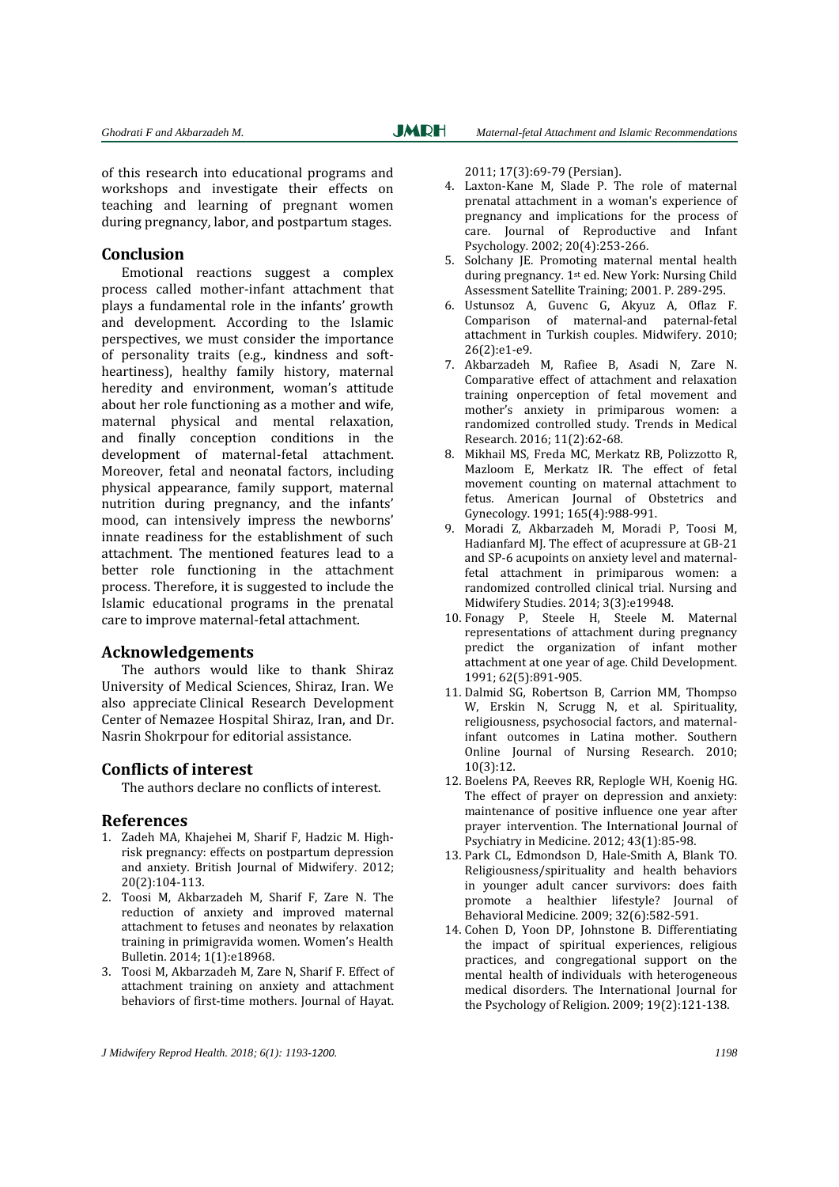of this research into educational programs and workshops and investigate their effects on teaching and learning of pregnant women during pregnancy, labor, and postpartum stages.

## Conclusion

Emotional reactions suggest a complex process called mother-infant attachment that plays a fundamental role in the infants' growth and development. According to the Islamic perspectives, we must consider the importance of personality traits (e.g., kindness and soft-heartiness), healthy family history, maternal heredity and environment, woman's attitude about her role functioning as a mother and wife, maternal physical and mental relaxation, and finally conception conditions in the development of maternal-fetal attachment. Moreover, fetal and neonatal factors, including physical appearance, family support, maternal nutrition during pregnancy, and the infants' mood, can intensively impress the newborns' innate readiness for the establishment of such attachment. The mentioned features lead to a better role functioning in the attachment process. Therefore, it is suggested to include the Islamic educational programs in the prenatal care to improve maternal-fetal attachment.

## Acknowledgements

The authors would like to thank Shiraz University of Medical Sciences, Shiraz, Iran. We also appreciate Clinical Research Development Center of Nemazee Hospital Shiraz, Iran, and Dr. Nasrin Shokrpour for editorial assistance.

## Conflicts of interest

The authors declare no conflicts of interest.

## References

1. Zadeh MA, Khajehei M, Sharif F, Hadzic M. High-risk pregnancy: effects on postpartum depression and anxiety. British Journal of Midwifery. 2012; 20(2):104-113.
2. Toosi M, Akbarzadeh M, Sharif F, Zare N. The reduction of anxiety and improved maternal attachment to fetuses and neonates by relaxation training in primigravida women. Women's Health Bulletin. 2014; 1(1):e18968.
3. Toosi M, Akbarzadeh M, Zare N, Sharif F. Effect of attachment training on anxiety and attachment behaviors of first-time mothers. Journal of Hayat. 2011; 17(3):69-79 (Persian).
4. Laxton-Kane M, Slade P. The role of maternal prenatal attachment in a woman's experience of pregnancy and implications for the process of care. Journal of Reproductive and Infant Psychology. 2002; 20(4):253-266.
5. Solchany JE. Promoting maternal mental health during pregnancy. 1st ed. New York: Nursing Child Assessment Satellite Training; 2001. P. 289-295.
6. Ustunsoz A, Guvenc G, Akyuz A, Oflaz F. Comparison of maternal-and paternal-fetal attachment in Turkish couples. Midwifery. 2010; 26(2):e1-e9.
7. Akbarzadeh M, Rafiee B, Asadi N, Zare N. Comparative effect of attachment and relaxation training onperception of fetal movement and mother's anxiety in primiparous women: a randomized controlled study. Trends in Medical Research. 2016; 11(2):62-68.
8. Mikhail MS, Freda MC, Merkatz RB, Polizzotto R, Mazloom E, Merkatz IR. The effect of fetal movement counting on maternal attachment to fetus. American Journal of Obstetrics and Gynecology. 1991; 165(4):988-991.
9. Moradi Z, Akbarzadeh M, Moradi P, Toosi M, Hadianfard MJ. The effect of acupressure at GB-21 and SP-6 acupoints on anxiety level and maternal-fetal attachment in primiparous women: a randomized controlled clinical trial. Nursing and Midwifery Studies. 2014; 3(3):e19948.
10. Fonagy P, Steele H, Steele M. Maternal representations of attachment during pregnancy predict the organization of infant mother attachment at one year of age. Child Development. 1991; 62(5):891-905.
11. Dalmid SG, Robertson B, Carrion MM, Thompso W, Erskin N, Scrugg N, et al. Spirituality, religiousness, psychosocial factors, and maternal-infant outcomes in Latina mother. Southern Online Journal of Nursing Research. 2010; 10(3):12.
12. Boelens PA, Reeves RR, Replogle WH, Koenig HG. The effect of prayer on depression and anxiety: maintenance of positive influence one year after prayer intervention. The International Journal of Psychiatry in Medicine. 2012; 43(1):85-98.
13. Park CL, Edmondson D, Hale-Smith A, Blank TO. Religiousness/spirituality and health behaviors in younger adult cancer survivors: does faith promote a healthier lifestyle? Journal of Behavioral Medicine. 2009; 32(6):582-591.
14. Cohen D, Yoon DP, Johnstone B. Differentiating the impact of spiritual experiences, religious practices, and congregational support on the mental health of individuals with heterogeneous medical disorders. The International Journal for the Psychology of Religion. 2009; 19(2):121-138.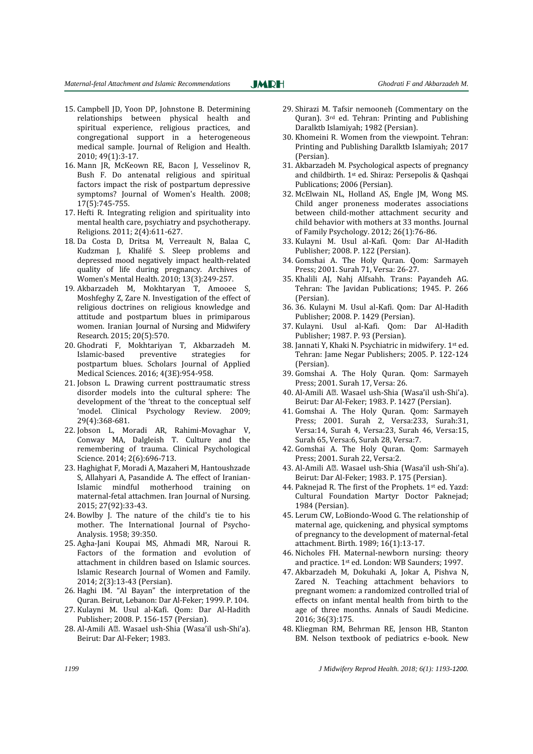15. Campbell JD, Yoon DP, Johnstone B. Determining relationships between physical health and spiritual experience, religious practices, and congregational support in a heterogeneous medical sample. Journal of Religion and Health. 2010; 49(1):3-17.
16. Mann JR, McKeown RE, Bacon J, Vesselinov R, Bush F. Do antenatal religious and spiritual factors impact the risk of postpartum depressive symptoms? Journal of Women's Health. 2008; 17(5):745-755.
17. Hefti R. Integrating religion and spirituality into mental health care, psychiatry and psychotherapy. Religions. 2011; 2(4):611-627.
18. Da Costa D, Dritsa M, Verreault N, Balaa C, Kudzman J, Khalifé S. Sleep problems and depressed mood negatively impact health-related quality of life during pregnancy. Archives of Women's Mental Health. 2010; 13(3):249-257.
19. Akbarzadeh M, Mokhtaryan T, Amooee S, Moshfeghy Z, Zare N. Investigation of the effect of religious doctrines on religious knowledge and attitude and postpartum blues in primiparous women. Iranian Journal of Nursing and Midwifery Research. 2015; 20(5):570.
20. Ghodrati F, Mokhtariyan T, Akbarzadeh M. Islamic-based preventive strategies for postpartum blues. Scholars Journal of Applied Medical Sciences. 2016; 4(3E):954-958.
21. Jobson L. Drawing current posttraumatic stress disorder models into the cultural sphere: The development of the 'threat to the conceptual self 'model. Clinical Psychology Review. 2009; 29(4):368-681.
22. Jobson L, Moradi AR, Rahimi-Movaghar V, Conway MA, Dalgleish T. Culture and the remembering of trauma. Clinical Psychological Science. 2014; 2(6):696-713.
23. Haghighat F, Moradi A, Mazaheri M, Hantoushzade S, Allahyari A, Pasandide A. The effect of Iranian-Islamic mindful motherhood training on maternal-fetal attachmen. Iran Journal of Nursing. 2015; 27(92):33-43.
24. Bowlby J. The nature of the child's tie to his mother. The International Journal of Psycho-Analysis. 1958; 39:350.
25. Agha-Jani Koupai MS, Ahmadi MR, Naroui R. Factors of the formation and evolution of attachment in children based on Islamic sources. Islamic Research Journal of Women and Family. 2014; 2(3):13-43 (Persian).
26. Haghi IM. "Al Bayan" the interpretation of the Quran. Beirut, Lebanon: Dar Al-Feker; 1999. P. 104.
27. Kulayni M. Usul al-Kafi. Qom: Dar Al-Hadith Publisher; 2008. P. 156-157 (Persian).
28. Al-Amili A�. Wasael ush-Shia (Wasa'il ush-Shi'a). Beirut: Dar Al-Feker; 1983.
29. Shirazi M. Tafsir nemooneh (Commentary on the Quran). 3rd ed. Tehran: Printing and Publishing Daralktb Islamiyah; 1982 (Persian).
30. Khomeini R. Women from the viewpoint. Tehran: Printing and Publishing Daralktb Islamiyah; 2017 (Persian).
31. Akbarzadeh M. Psychological aspects of pregnancy and childbirth. 1st ed. Shiraz: Persepolis & Qashqai Publications; 2006 (Persian).
32. McElwain NL, Holland AS, Engle JM, Wong MS. Child anger proneness moderates associations between child-mother attachment security and child behavior with mothers at 33 months. Journal of Family Psychology. 2012; 26(1):76-86.
33. Kulayni M. Usul al-Kafi. Qom: Dar Al-Hadith Publisher; 2008. P. 122 (Persian).
34. Gomshai A. The Holy Quran. Qom: Sarmayeh Press; 2001. Surah 71, Versa: 26-27.
35. Khalili AJ, Nahj Alfsahh. Trans: Payandeh AG. Tehran: The Javidan Publications; 1945. P. 266 (Persian).
36. 36. Kulayni M. Usul al-Kafi. Qom: Dar Al-Hadith Publisher; 2008. P. 1429 (Persian).
37. Kulayni. Usul al-Kafi. Qom: Dar Al-Hadith Publisher; 1987. P. 93 (Persian).
38. Jannati Y, Khaki N. Psychiatric in midwifery. 1st ed. Tehran: Jame Negar Publishers; 2005. P. 122-124 (Persian).
39. Gomshai A. The Holy Quran. Qom: Sarmayeh Press; 2001. Surah 17, Versa: 26.
40. Al-Amili A�. Wasael ush-Shia (Wasa'il ush-Shi'a). Beirut: Dar Al-Feker; 1983. P. 1427 (Persian).
41. Gomshai A. The Holy Quran. Qom: Sarmayeh Press; 2001. Surah 2, Versa:233, Surah:31, Versa:14, Surah 4, Versa:23, Surah 46, Versa:15, Surah 65, Versa:6, Surah 28, Versa:7.
42. Gomshai A. The Holy Quran. Qom: Sarmayeh Press; 2001. Surah 22, Versa:2.
43. Al-Amili A�. Wasael ush-Shia (Wasa'il ush-Shi'a). Beirut: Dar Al-Feker; 1983. P. 175 (Persian).
44. Paknejad R. The first of the Prophets. 1st ed. Yazd: Cultural Foundation Martyr Doctor Paknejad; 1984 (Persian).
45. Lerum CW, LoBiondo-Wood G. The relationship of maternal age, quickening, and physical symptoms of pregnancy to the development of maternal-fetal attachment. Birth. 1989; 16(1):13-17.
46. Nicholes FH. Maternal-newborn nursing: theory and practice. 1st ed. London: WB Saunders; 1997.
47. Akbarzadeh M, Dokuhaki A, Jokar A, Pishva N, Zared N. Teaching attachment behaviors to pregnant women: a randomized controlled trial of effects on infant mental health from birth to the age of three months. Annals of Saudi Medicine. 2016; 36(3):175.
48. Kliegman RM, Behrman RE, Jenson HB, Stanton BM. Nelson textbook of pediatrics e-book. New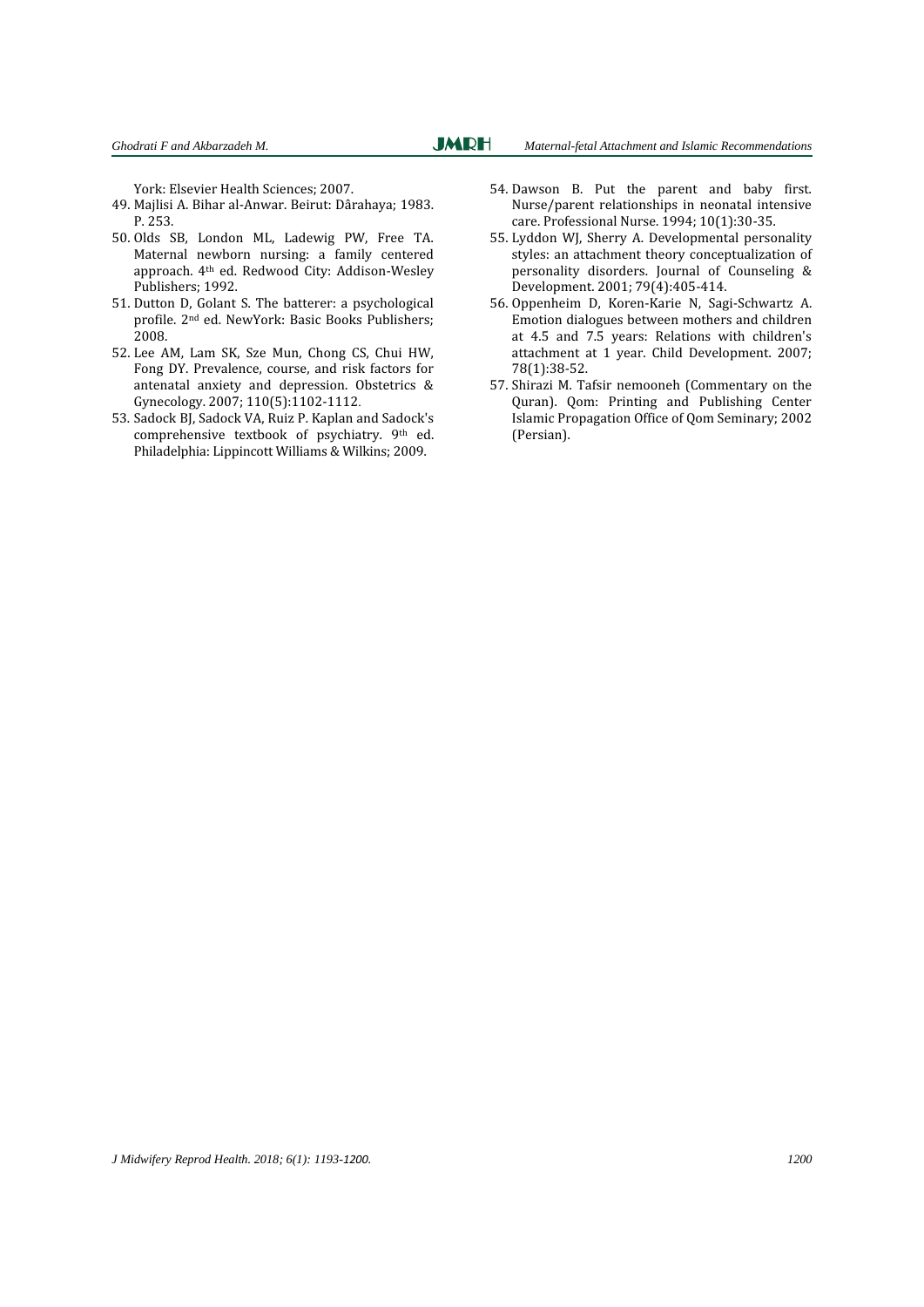York: Elsevier Health Sciences; 2007.

49. Majlisi A. Bihar al-Anwar. Beirut: Dârahaya; 1983. P. 253.
50. Olds SB, London ML, Ladewig PW, Free TA. Maternal newborn nursing: a family centered approach. 4th ed. Redwood City: Addison-Wesley Publishers; 1992.
51. Dutton D, Golant S. The batterer: a psychological profile. 2nd ed. NewYork: Basic Books Publishers; 2008.
52. Lee AM, Lam SK, Sze Mun, Chong CS, Chui HW, Fong DY. Prevalence, course, and risk factors for antenatal anxiety and depression. Obstetrics & Gynecology. 2007; 110(5):1102-1112.
53. Sadock BJ, Sadock VA, Ruiz P. Kaplan and Sadock's comprehensive textbook of psychiatry. 9th ed. Philadelphia: Lippincott Williams & Wilkins; 2009.
54. Dawson B. Put the parent and baby first. Nurse/parent relationships in neonatal intensive care. Professional Nurse. 1994; 10(1):30-35.
55. Lyddon WJ, Sherry A. Developmental personality styles: an attachment theory conceptualization of personality disorders. Journal of Counseling & Development. 2001; 79(4):405-414.
56. Oppenheim D, Koren-Karie N, Sagi-Schwartz A. Emotion dialogues between mothers and children at 4.5 and 7.5 years: Relations with children's attachment at 1 year. Child Development. 2007; 78(1):38-52.
57. Shirazi M. Tafsir nemooneh (Commentary on the Quran). Qom: Printing and Publishing Center Islamic Propagation Office of Qom Seminary; 2002 (Persian).